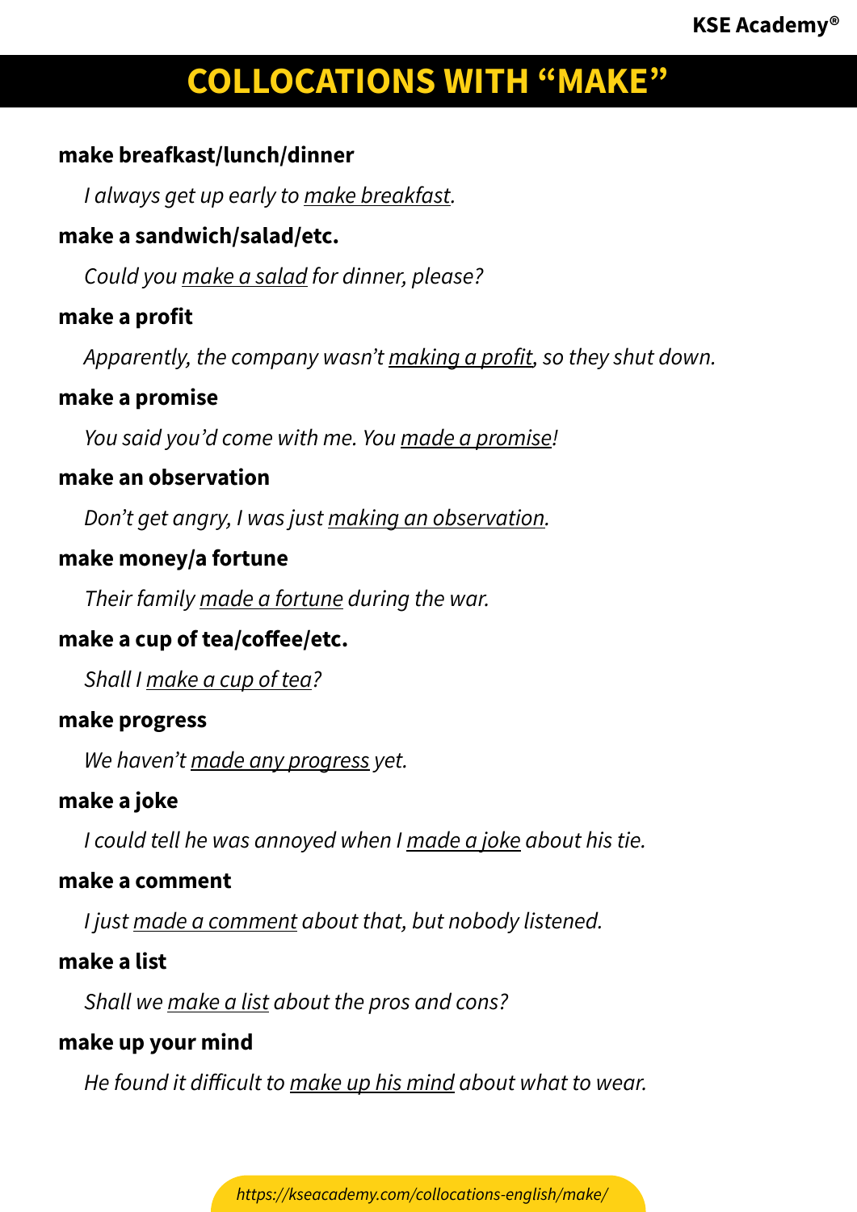# COLLOCATIONS WITH "MAKE"

**make breakfast/lunch/dinner**

*I always get up early to make breakfast.*

**make a sandwich/salad/etc.**

*Could you make a salad for dinner, please?*

**make a profit**

*Apparently, the company wasn't making a profit, so they shut down.*

**make a promise**

*You said you'd come with me. You made a promise!*

**make an observation**

*Don't get angry, I was just making an observation.*

**make money/a fortune**

*Their family made a fortune during the war.*

**make a cup of tea/coffee/etc.**

*Shall I make a cup of tea?*

**make progress**

*We haven't made any progress yet.*

**make a joke**

*I could tell he was annoyed when I made a joke about his tie.*

**make a comment**

*I just made a comment about that, but nobody listened.*

**make a list**

*Shall we make a list about the pros and cons?*

**make up your mind**

*He found it difficult to make up his mind about what to wear.*

*https://kseacademy.com/collocations-english/make/*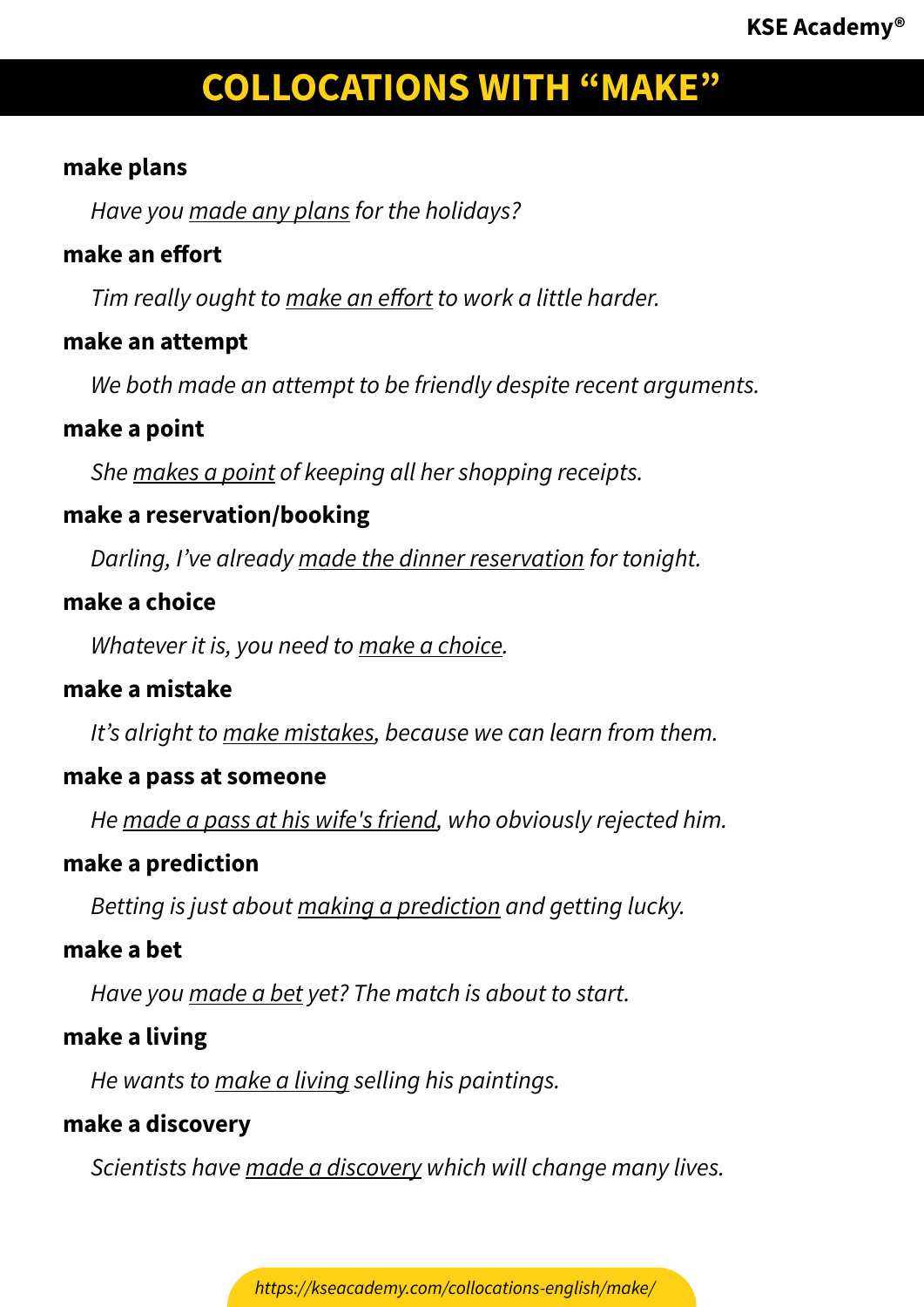# COLLOCATIONS WITH "MAKE"

**make plans**

*Have you made any plans for the holidays?*

**make an effort**

*Tim really ought to make an effort to work a little harder.*

**make an attempt**

*We both made an attempt to be friendly despite recent arguments.*

**make a point**

*She makes a point of keeping all her shopping receipts.*

**make a reservation/booking**

*Darling, I've already made the dinner reservation for tonight.*

**make a choice**

*Whatever it is, you need to make a choice.*

**make a mistake**

*It's alright to make mistakes, because we can learn from them.*

**make a pass at someone**

*He made a pass at his wife's friend, who obviously rejected him.*

**make a prediction**

*Betting is just about making a prediction and getting lucky.*

**make a bet**

*Have you made a bet yet? The match is about to start.*

**make a living**

*He wants to make a living selling his paintings.*

**make a discovery**

*Scientists have made a discovery which will change many lives.*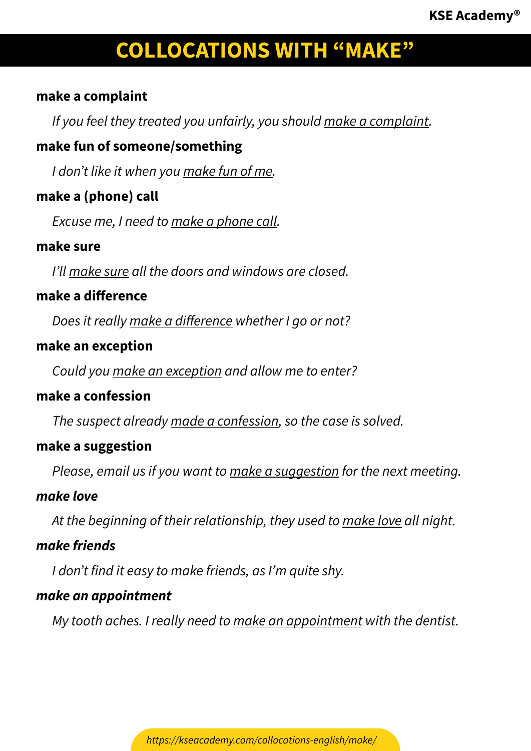# COLLOCATIONS WITH "MAKE"

**make a complaint**

*If you feel they treated you unfairly, you should make a complaint.*

**make fun of someone/something**

*I don't like it when you make fun of me.*

**make a (phone) call**

*Excuse me, I need to make a phone call.*

**make sure**

*I'll make sure all the doors and windows are closed.*

**make a difference**

*Does it really make a difference whether I go or not?*

**make an exception**

*Could you make an exception and allow me to enter?*

**make a confession**

*The suspect already made a confession, so the case is solved.*

**make a suggestion**

*Please, email us if you want to make a suggestion for the next meeting.*

***make love***

*At the beginning of their relationship, they used to make love all night.*

***make friends***

*I don't find it easy to make friends, as I'm quite shy.*

***make an appointment***

*My tooth aches. I really need to make an appointment with the dentist.*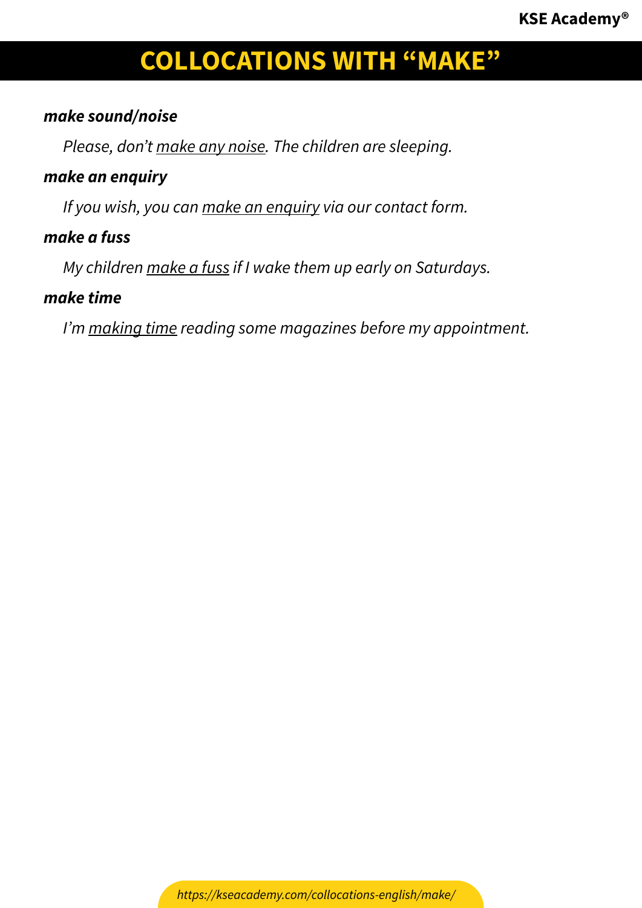# COLLOCATIONS WITH "MAKE"

***make sound/noise***

*Please, don't make any noise. The children are sleeping.*

***make an enquiry***

*If you wish, you can make an enquiry via our contact form.*

***make a fuss***

*My children make a fuss if I wake them up early on Saturdays.*

***make time***

*I'm making time reading some magazines before my appointment.*